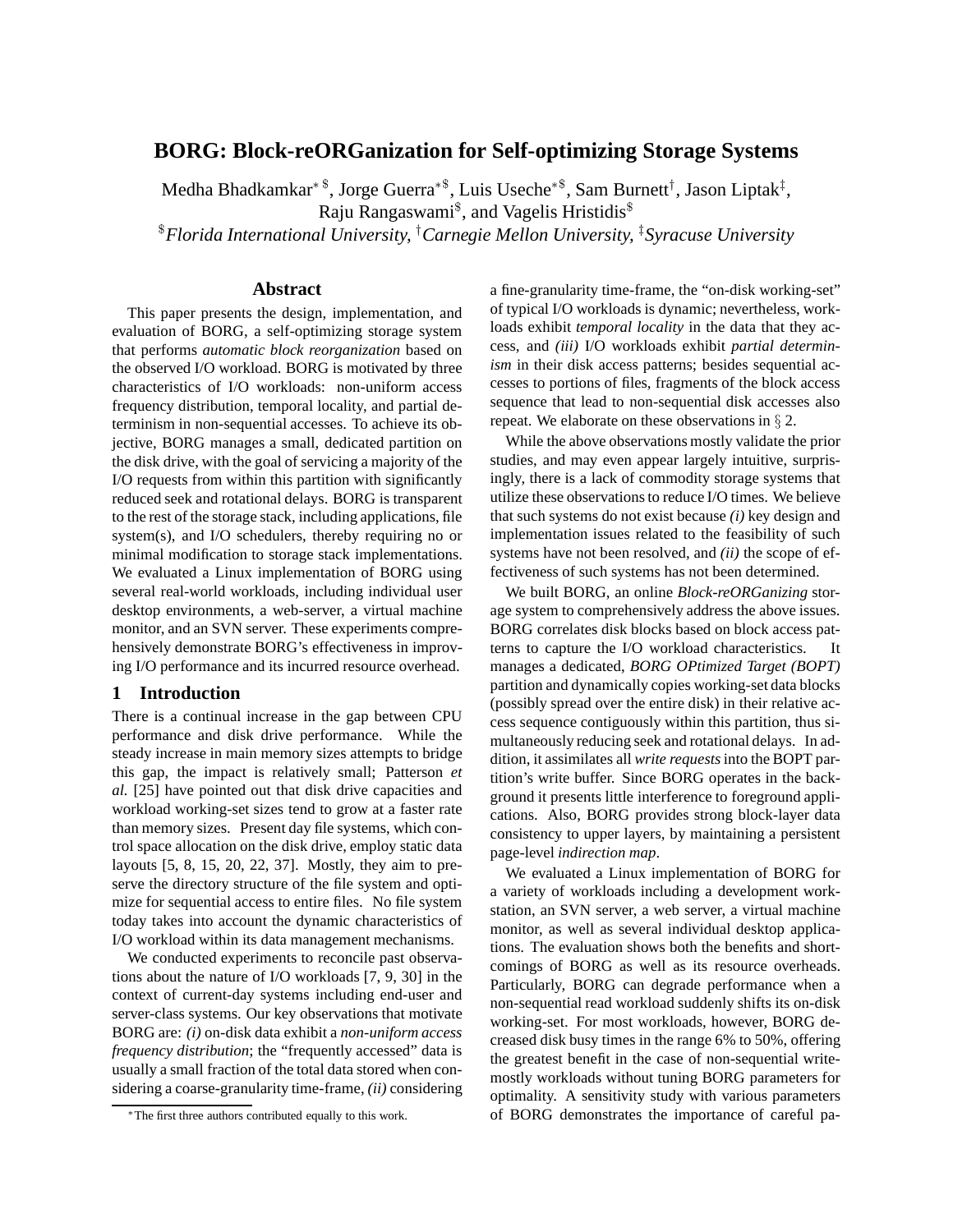# BORG: Block-reORGanization for Self-optimizing Storage Systems

Medha Bhadkamkar*[$], Jorge Guerra*[$], Luis Useche*[$], Sam Burnett[†], Jason Liptak[‡], Raju Rangaswami[$], and Vagelis Hristidis[$]

[$] *Florida International University,* [†] *Carnegie Mellon University,* [‡] *Syracuse University*

## Abstract

This paper presents the design, implementation, and evaluation of BORG, a self-optimizing storage system that performs *automatic block reorganization* based on the observed I/O workload. BORG is motivated by three characteristics of I/O workloads: non-uniform access frequency distribution, temporal locality, and partial determinism in non-sequential accesses. To achieve its objective, BORG manages a small, dedicated partition on the disk drive, with the goal of servicing a majority of the I/O requests from within this partition with significantly reduced seek and rotational delays. BORG is transparent to the rest of the storage stack, including applications, file system(s), and I/O schedulers, thereby requiring no or minimal modification to storage stack implementations. We evaluated a Linux implementation of BORG using several real-world workloads, including individual user desktop environments, a web-server, a virtual machine monitor, and an SVN server. These experiments comprehensively demonstrate BORG's effectiveness in improving I/O performance and its incurred resource overhead.

## 1 Introduction

There is a continual increase in the gap between CPU performance and disk drive performance. While the steady increase in main memory sizes attempts to bridge this gap, the impact is relatively small; Patterson *et al.* [25] have pointed out that disk drive capacities and workload working-set sizes tend to grow at a faster rate than memory sizes. Present day file systems, which control space allocation on the disk drive, employ static data layouts [5, 8, 15, 20, 22, 37]. Mostly, they aim to preserve the directory structure of the file system and optimize for sequential access to entire files. No file system today takes into account the dynamic characteristics of I/O workload within its data management mechanisms.

We conducted experiments to reconcile past observations about the nature of I/O workloads [7, 9, 30] in the context of current-day systems including end-user and server-class systems. Our key observations that motivate BORG are: *(i)* on-disk data exhibit a *non-uniform access frequency distribution*; the "frequently accessed" data is usually a small fraction of the total data stored when considering a coarse-granularity time-frame, *(ii)* considering a fine-granularity time-frame, the "on-disk working-set" of typical I/O workloads is dynamic; nevertheless, workloads exhibit *temporal locality* in the data that they access, and *(iii)* I/O workloads exhibit *partial determinism* in their disk access patterns; besides sequential accesses to portions of files, fragments of the block access sequence that lead to non-sequential disk accesses also repeat. We elaborate on these observations in § 2.

While the above observations mostly validate the prior studies, and may even appear largely intuitive, surprisingly, there is a lack of commodity storage systems that utilize these observations to reduce I/O times. We believe that such systems do not exist because *(i)* key design and implementation issues related to the feasibility of such systems have not been resolved, and *(ii)* the scope of effectiveness of such systems has not been determined.

We built BORG, an online *Block-reORGanizing* storage system to comprehensively address the above issues. BORG correlates disk blocks based on block access patterns to capture the I/O workload characteristics. It manages a dedicated, *BORG OPtimized Target (BOPT)* partition and dynamically copies working-set data blocks (possibly spread over the entire disk) in their relative access sequence contiguously within this partition, thus simultaneously reducing seek and rotational delays. In addition, it assimilates all *write requests* into the BOPT partition's write buffer. Since BORG operates in the background it presents little interference to foreground applications. Also, BORG provides strong block-layer data consistency to upper layers, by maintaining a persistent page-level *indirection map*.

We evaluated a Linux implementation of BORG for a variety of workloads including a development workstation, an SVN server, a web server, a virtual machine monitor, as well as several individual desktop applications. The evaluation shows both the benefits and shortcomings of BORG as well as its resource overheads. Particularly, BORG can degrade performance when a non-sequential read workload suddenly shifts its on-disk working-set. For most workloads, however, BORG decreased disk busy times in the range 6% to 50%, offering the greatest benefit in the case of non-sequential write-mostly workloads without tuning BORG parameters for optimality. A sensitivity study with various parameters of BORG demonstrates the importance of careful pa-

*The first three authors contributed equally to this work.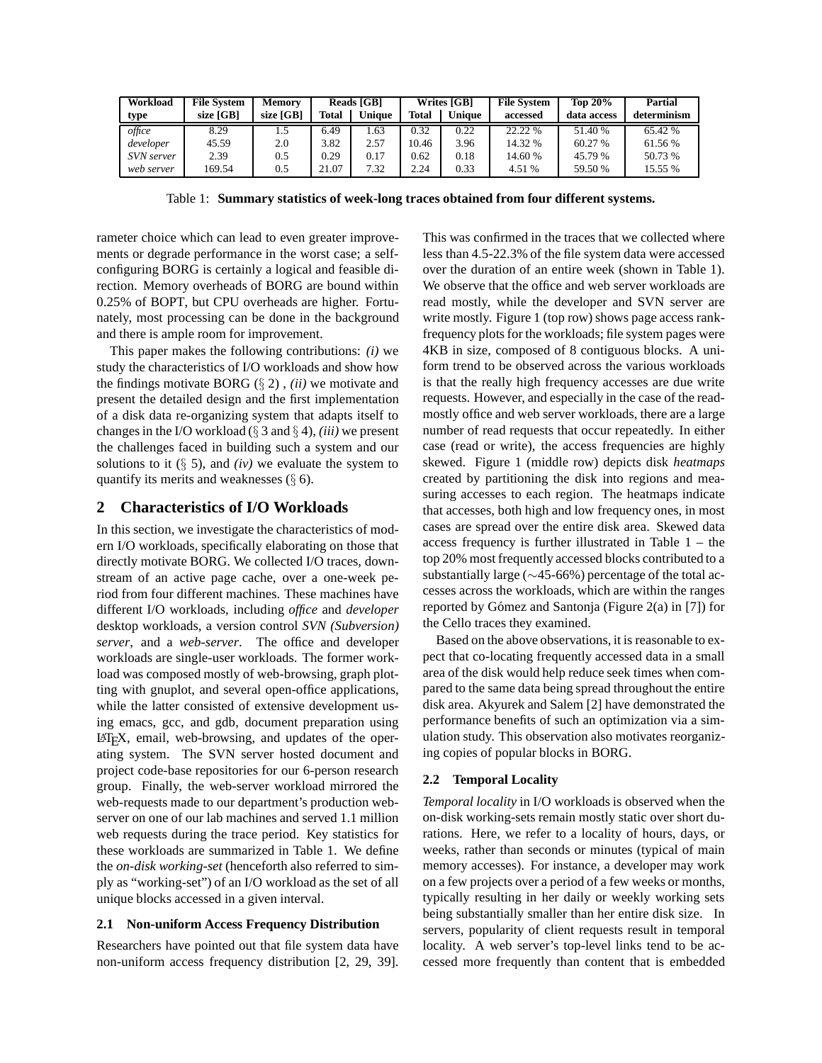| Workload type | File System size [GB] | Memory size [GB] | Reads [GB] | | Writes [GB] | | File System accessed | Top 20% data access | Partial determinism |
|---|---|---|---|---|---|---|---|---|---|
| | | | Total | Unique | Total | Unique | | | |
| *office* | 8.29 | 1.5 | 6.49 | 1.63 | 0.32 | 0.22 | 22.22 % | 51.40 % | 65.42 % |
| *developer* | 45.59 | 2.0 | 3.82 | 2.57 | 10.46 | 3.96 | 14.32 % | 60.27 % | 61.56 % |
| *SVN server* | 2.39 | 0.5 | 0.29 | 0.17 | 0.62 | 0.18 | 14.60 % | 45.79 % | 50.73 % |
| *web server* | 169.54 | 0.5 | 21.07 | 7.32 | 2.24 | 0.33 | 4.51 % | 59.50 % | 15.55 % |

Table 1: **Summary statistics of week-long traces obtained from four different systems.**

rameter choice which can lead to even greater improvements or degrade performance in the worst case; a self-configuring BORG is certainly a logical and feasible direction. Memory overheads of BORG are bound within 0.25% of BOPT, but CPU overheads are higher. Fortunately, most processing can be done in the background and there is ample room for improvement.

This paper makes the following contributions: *(i)* we study the characteristics of I/O workloads and show how the findings motivate BORG (§ 2) , *(ii)* we motivate and present the detailed design and the first implementation of a disk data re-organizing system that adapts itself to changes in the I/O workload (§ 3 and § 4), *(iii)* we present the challenges faced in building such a system and our solutions to it (§ 5), and *(iv)* we evaluate the system to quantify its merits and weaknesses (§ 6).

## 2 Characteristics of I/O Workloads

In this section, we investigate the characteristics of modern I/O workloads, specifically elaborating on those that directly motivate BORG. We collected I/O traces, downstream of an active page cache, over a one-week period from four different machines. These machines have different I/O workloads, including *office* and *developer* desktop workloads, a version control *SVN (Subversion) server*, and a *web-server*. The office and developer workloads are single-user workloads. The former workload was composed mostly of web-browsing, graph plotting with gnuplot, and several open-office applications, while the latter consisted of extensive development using emacs, gcc, and gdb, document preparation using LaTeX, email, web-browsing, and updates of the operating system. The SVN server hosted document and project code-base repositories for our 6-person research group. Finally, the web-server workload mirrored the web-requests made to our department's production web-server on one of our lab machines and served 1.1 million web requests during the trace period. Key statistics for these workloads are summarized in Table 1. We define the *on-disk working-set* (henceforth also referred to simply as "working-set") of an I/O workload as the set of all unique blocks accessed in a given interval.

### 2.1 Non-uniform Access Frequency Distribution

Researchers have pointed out that file system data have non-uniform access frequency distribution [2, 29, 39]. This was confirmed in the traces that we collected where less than 4.5-22.3% of the file system data were accessed over the duration of an entire week (shown in Table 1). We observe that the office and web server workloads are read mostly, while the developer and SVN server are write mostly. Figure 1 (top row) shows page access rank-frequency plots for the workloads; file system pages were 4KB in size, composed of 8 contiguous blocks. A uniform trend to be observed across the various workloads is that the really high frequency accesses are due write requests. However, and especially in the case of the read-mostly office and web server workloads, there are a large number of read requests that occur repeatedly. In either case (read or write), the access frequencies are highly skewed. Figure 1 (middle row) depicts disk *heatmaps* created by partitioning the disk into regions and measuring accesses to each region. The heatmaps indicate that accesses, both high and low frequency ones, in most cases are spread over the entire disk area. Skewed data access frequency is further illustrated in Table 1 – the top 20% most frequently accessed blocks contributed to a substantially large (∼45-66%) percentage of the total accesses across the workloads, which are within the ranges reported by Gómez and Santonja (Figure 2(a) in [7]) for the Cello traces they examined.

Based on the above observations, it is reasonable to expect that co-locating frequently accessed data in a small area of the disk would help reduce seek times when compared to the same data being spread throughout the entire disk area. Akyurek and Salem [2] have demonstrated the performance benefits of such an optimization via a simulation study. This observation also motivates reorganizing copies of popular blocks in BORG.

### 2.2 Temporal Locality

*Temporal locality* in I/O workloads is observed when the on-disk working-sets remain mostly static over short durations. Here, we refer to a locality of hours, days, or weeks, rather than seconds or minutes (typical of main memory accesses). For instance, a developer may work on a few projects over a period of a few weeks or months, typically resulting in her daily or weekly working sets being substantially smaller than her entire disk size. In servers, popularity of client requests result in temporal locality. A web server's top-level links tend to be accessed more frequently than content that is embedded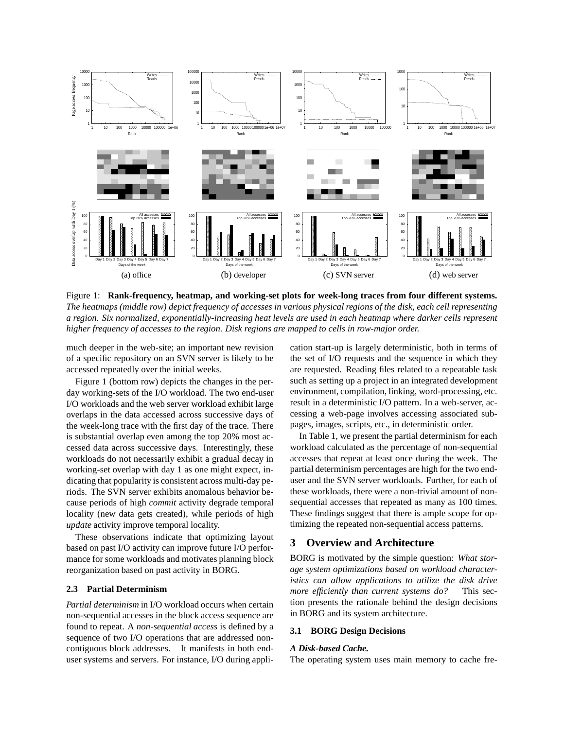(a) office (b) developer (c) SVN server (d) web server

Figure 1: **Rank-frequency, heatmap, and working-set plots for week-long traces from four different systems.** *The heatmaps (middle row) depict frequency of accesses in various physical regions of the disk, each cell representing a region. Six normalized, exponentially-increasing heat levels are used in each heatmap where darker cells represent higher frequency of accesses to the region. Disk regions are mapped to cells in row-major order.*

much deeper in the web-site; an important new revision of a specific repository on an SVN server is likely to be accessed repeatedly over the initial weeks.

Figure 1 (bottom row) depicts the changes in the per-day working-sets of the I/O workload. The two end-user I/O workloads and the web server workload exhibit large overlaps in the data accessed across successive days of the week-long trace with the first day of the trace. There is substantial overlap even among the top 20% most accessed data across successive days. Interestingly, these workloads do not necessarily exhibit a gradual decay in working-set overlap with day 1 as one might expect, indicating that popularity is consistent across multi-day periods. The SVN server exhibits anomalous behavior because periods of high *commit* activity degrade temporal locality (new data gets created), while periods of high *update* activity improve temporal locality.

These observations indicate that optimizing layout based on past I/O activity can improve future I/O performance for some workloads and motivates planning block reorganization based on past activity in BORG.

### 2.3 Partial Determinism

*Partial determinism* in I/O workload occurs when certain non-sequential accesses in the block access sequence are found to repeat. A *non-sequential access* is defined by a sequence of two I/O operations that are addressed non-contiguous block addresses. It manifests in both end-user systems and servers. For instance, I/O during application start-up is largely deterministic, both in terms of the set of I/O requests and the sequence in which they are requested. Reading files related to a repeatable task such as setting up a project in an integrated development environment, compilation, linking, word-processing, etc. result in a deterministic I/O pattern. In a web-server, accessing a web-page involves accessing associated sub-pages, images, scripts, etc., in deterministic order.

In Table 1, we present the partial determinism for each workload calculated as the percentage of non-sequential accesses that repeat at least once during the week. The partial determinism percentages are high for the two end-user and the SVN server workloads. Further, for each of these workloads, there were a non-trivial amount of non-sequential accesses that repeated as many as 100 times. These findings suggest that there is ample scope for optimizing the repeated non-sequential access patterns.

## 3 Overview and Architecture

BORG is motivated by the simple question: *What storage system optimizations based on workload characteristics can allow applications to utilize the disk drive more efficiently than current systems do?* This section presents the rationale behind the design decisions in BORG and its system architecture.

### 3.1 BORG Design Decisions

***A Disk-based Cache.***

The operating system uses main memory to cache fre-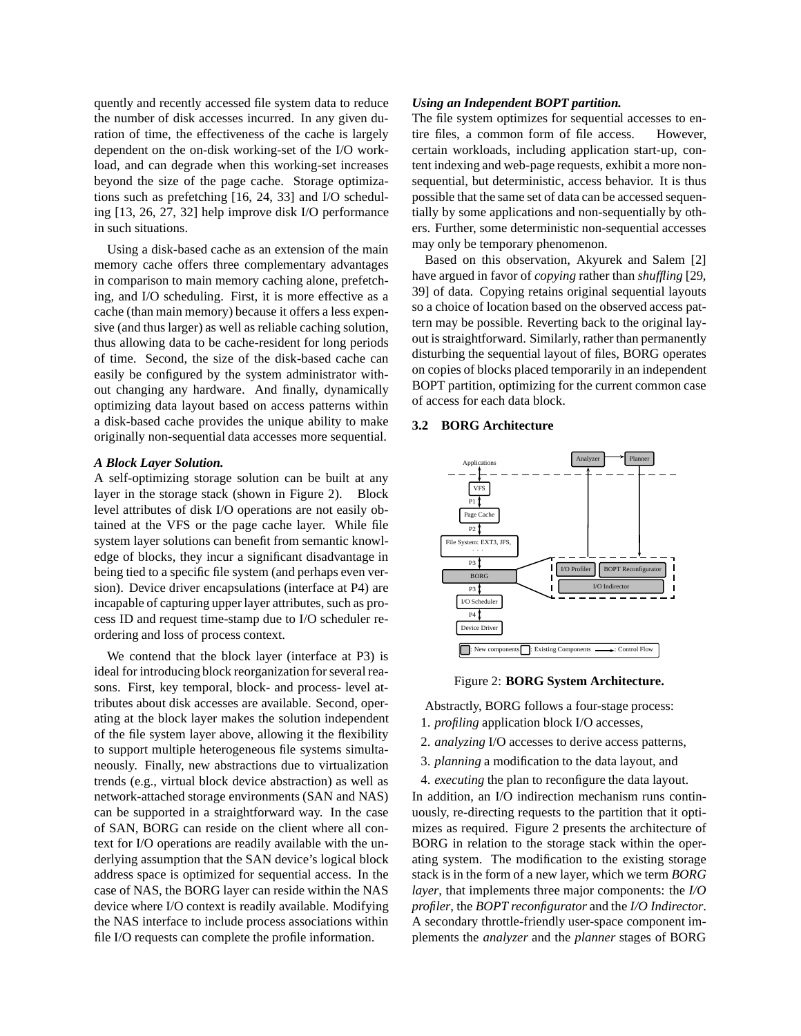quently and recently accessed file system data to reduce the number of disk accesses incurred. In any given duration of time, the effectiveness of the cache is largely dependent on the on-disk working-set of the I/O workload, and can degrade when this working-set increases beyond the size of the page cache. Storage optimizations such as prefetching [16, 24, 33] and I/O scheduling [13, 26, 27, 32] help improve disk I/O performance in such situations.

Using a disk-based cache as an extension of the main memory cache offers three complementary advantages in comparison to main memory caching alone, prefetching, and I/O scheduling. First, it is more effective as a cache (than main memory) because it offers a less expensive (and thus larger) as well as reliable caching solution, thus allowing data to be cache-resident for long periods of time. Second, the size of the disk-based cache can easily be configured by the system administrator without changing any hardware. And finally, dynamically optimizing data layout based on access patterns within a disk-based cache provides the unique ability to make originally non-sequential data accesses more sequential.

***A Block Layer Solution.***
A self-optimizing storage solution can be built at any layer in the storage stack (shown in Figure 2). Block level attributes of disk I/O operations are not easily obtained at the VFS or the page cache layer. While file system layer solutions can benefit from semantic knowledge of blocks, they incur a significant disadvantage in being tied to a specific file system (and perhaps even version). Device driver encapsulations (interface at P4) are incapable of capturing upper layer attributes, such as process ID and request time-stamp due to I/O scheduler reordering and loss of process context.

We contend that the block layer (interface at P3) is ideal for introducing block reorganization for several reasons. First, key temporal, block- and process- level attributes about disk accesses are available. Second, operating at the block layer makes the solution independent of the file system layer above, allowing it the flexibility to support multiple heterogeneous file systems simultaneously. Finally, new abstractions due to virtualization trends (e.g., virtual block device abstraction) as well as network-attached storage environments (SAN and NAS) can be supported in a straightforward way. In the case of SAN, BORG can reside on the client where all context for I/O operations are readily available with the underlying assumption that the SAN device's logical block address space is optimized for sequential access. In the case of NAS, the BORG layer can reside within the NAS device where I/O context is readily available. Modifying the NAS interface to include process associations within file I/O requests can complete the profile information.

***Using an Independent BOPT partition.***
The file system optimizes for sequential accesses to entire files, a common form of file access. However, certain workloads, including application start-up, content indexing and web-page requests, exhibit a more non-sequential, but deterministic, access behavior. It is thus possible that the same set of data can be accessed sequentially by some applications and non-sequentially by others. Further, some deterministic non-sequential accesses may only be temporary phenomenon.

Based on this observation, Akyurek and Salem [2] have argued in favor of *copying* rather than *shuffling* [29, 39] of data. Copying retains original sequential layouts so a choice of location based on the observed access pattern may be possible. Reverting back to the original layout is straightforward. Similarly, rather than permanently disturbing the sequential layout of files, BORG operates on copies of blocks placed temporarily in an independent BOPT partition, optimizing for the current common case of access for each data block.

### 3.2 BORG Architecture

Figure 2: **BORG System Architecture.**

Abstractly, BORG follows a four-stage process:

1. *profiling* application block I/O accesses,
2. *analyzing* I/O accesses to derive access patterns,
3. *planning* a modification to the data layout, and
4. *executing* the plan to reconfigure the data layout.

In addition, an I/O indirection mechanism runs continuously, re-directing requests to the partition that it optimizes as required. Figure 2 presents the architecture of BORG in relation to the storage stack within the operating system. The modification to the existing storage stack is in the form of a new layer, which we term *BORG layer*, that implements three major components: the *I/O profiler*, the *BOPT reconfigurator* and the *I/O Indirector*. A secondary throttle-friendly user-space component implements the *analyzer* and the *planner* stages of BORG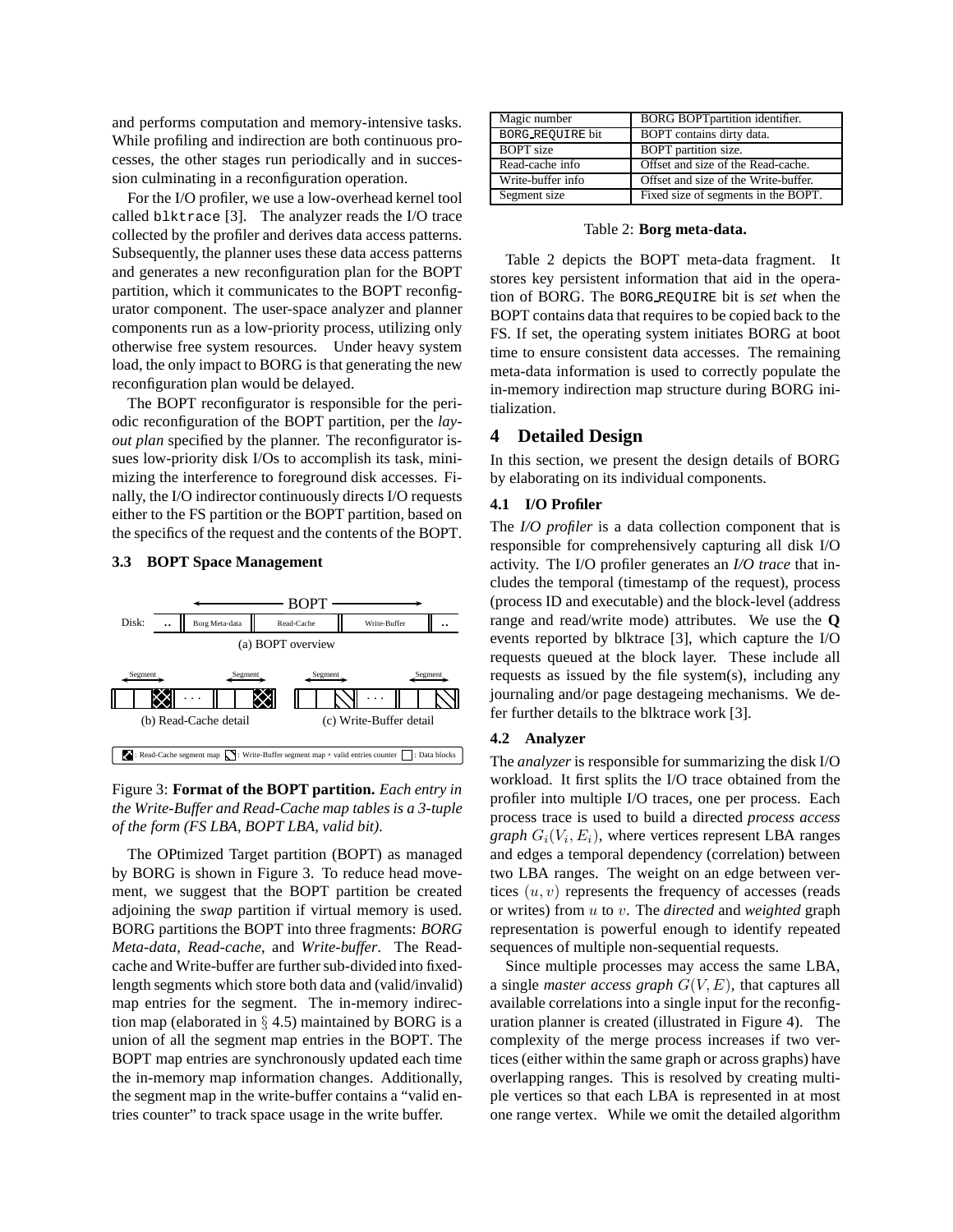and performs computation and memory-intensive tasks. While profiling and indirection are both continuous processes, the other stages run periodically and in succession culminating in a reconfiguration operation.

For the I/O profiler, we use a low-overhead kernel tool called `blktrace` [3]. The analyzer reads the I/O trace collected by the profiler and derives data access patterns. Subsequently, the planner uses these data access patterns and generates a new reconfiguration plan for the BOPT partition, which it communicates to the BOPT reconfigurator component. The user-space analyzer and planner components run as a low-priority process, utilizing only otherwise free system resources. Under heavy system load, the only impact to BORG is that generating the new reconfiguration plan would be delayed.

The BOPT reconfigurator is responsible for the periodic reconfiguration of the BOPT partition, per the *layout plan* specified by the planner. The reconfigurator issues low-priority disk I/Os to accomplish its task, minimizing the interference to foreground disk accesses. Finally, the I/O indirector continuously directs I/O requests either to the FS partition or the BOPT partition, based on the specifics of the request and the contents of the BOPT.

### 3.3 BOPT Space Management

Figure 3: **Format of the BOPT partition.** *Each entry in the Write-Buffer and Read-Cache map tables is a 3-tuple of the form (FS LBA, BOPT LBA, valid bit).*

The OPtimized Target partition (BOPT) as managed by BORG is shown in Figure 3. To reduce head movement, we suggest that the BOPT partition be created adjoining the *swap* partition if virtual memory is used. BORG partitions the BOPT into three fragments: *BORG Meta-data*, *Read-cache*, and *Write-buffer*. The Read-cache and Write-buffer are further sub-divided into fixed-length segments which store both data and (valid/invalid) map entries for the segment. The in-memory indirection map (elaborated in § 4.5) maintained by BORG is a union of all the segment map entries in the BOPT. The BOPT map entries are synchronously updated each time the in-memory map information changes. Additionally, the segment map in the write-buffer contains a "valid entries counter" to track space usage in the write buffer.

| | |
|---|---|
| Magic number | BORG BOPTpartition identifier. |
| `BORG_REQUIRE` bit | BOPT contains dirty data. |
| BOPT size | BOPT partition size. |
| Read-cache info | Offset and size of the Read-cache. |
| Write-buffer info | Offset and size of the Write-buffer. |
| Segment size | Fixed size of segments in the BOPT. |

Table 2: **Borg meta-data.**

Table 2 depicts the BOPT meta-data fragment. It stores key persistent information that aid in the operation of BORG. The `BORG_REQUIRE` bit is *set* when the BOPT contains data that requires to be copied back to the FS. If set, the operating system initiates BORG at boot time to ensure consistent data accesses. The remaining meta-data information is used to correctly populate the in-memory indirection map structure during BORG initialization.

## 4 Detailed Design

In this section, we present the design details of BORG by elaborating on its individual components.

### 4.1 I/O Profiler

The *I/O profiler* is a data collection component that is responsible for comprehensively capturing all disk I/O activity. The I/O profiler generates an *I/O trace* that includes the temporal (timestamp of the request), process (process ID and executable) and the block-level (address range and read/write mode) attributes. We use the **Q** events reported by blktrace [3], which capture the I/O requests queued at the block layer. These include all requests as issued by the file system(s), including any journaling and/or page destageing mechanisms. We defer further details to the blktrace work [3].

### 4.2 Analyzer

The *analyzer* is responsible for summarizing the disk I/O workload. It first splits the I/O trace obtained from the profiler into multiple I/O traces, one per process. Each process trace is used to build a directed *process access graph* $G_i(V_i, E_i)$, where vertices represent LBA ranges and edges a temporal dependency (correlation) between two LBA ranges. The weight on an edge between vertices $(u, v)$ represents the frequency of accesses (reads or writes) from $u$ to $v$. The *directed* and *weighted* graph representation is powerful enough to identify repeated sequences of multiple non-sequential requests.

Since multiple processes may access the same LBA, a single *master access graph* $G(V, E)$, that captures all available correlations into a single input for the reconfiguration planner is created (illustrated in Figure 4). The complexity of the merge process increases if two vertices (either within the same graph or across graphs) have overlapping ranges. This is resolved by creating multiple vertices so that each LBA is represented in at most one range vertex. While we omit the detailed algorithm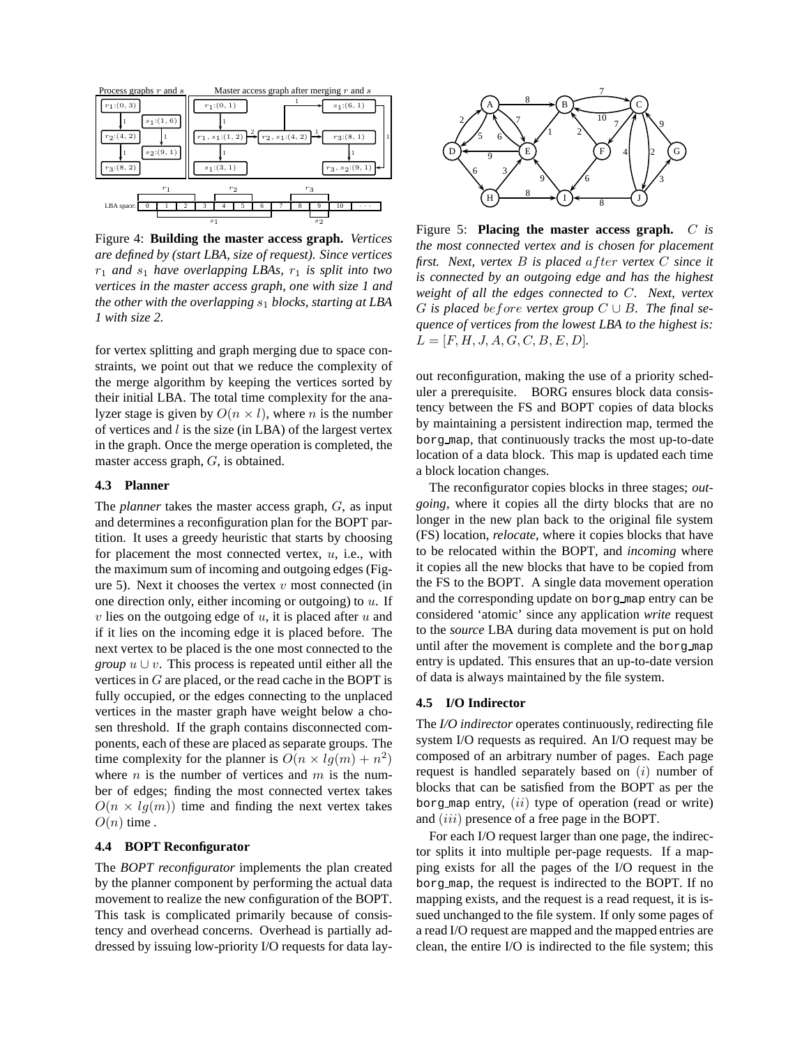Figure 4: **Building the master access graph.** *Vertices are defined by (start LBA, size of request). Since vertices $r_1$ and $s_1$ have overlapping LBAs, $r_1$ is split into two vertices in the master access graph, one with size 1 and the other with the overlapping $s_1$ blocks, starting at LBA 1 with size 2.*

for vertex splitting and graph merging due to space constraints, we point out that we reduce the complexity of the merge algorithm by keeping the vertices sorted by their initial LBA. The total time complexity for the analyzer stage is given by $O(n \times l)$, where $n$ is the number of vertices and $l$ is the size (in LBA) of the largest vertex in the graph. Once the merge operation is completed, the master access graph, $G$, is obtained.

### 4.3 Planner

The *planner* takes the master access graph, $G$, as input and determines a reconfiguration plan for the BOPT partition. It uses a greedy heuristic that starts by choosing for placement the most connected vertex, $u$, i.e., with the maximum sum of incoming and outgoing edges (Figure 5). Next it chooses the vertex $v$ most connected (in one direction only, either incoming or outgoing) to $u$. If $v$ lies on the outgoing edge of $u$, it is placed after $u$ and if it lies on the incoming edge it is placed before. The next vertex to be placed is the one most connected to the *group* $u \cup v$. This process is repeated until either all the vertices in $G$ are placed, or the read cache in the BOPT is fully occupied, or the edges connecting to the unplaced vertices in the master graph have weight below a chosen threshold. If the graph contains disconnected components, each of these are placed as separate groups. The time complexity for the planner is $O(n \times lg(m) + n^2)$ where $n$ is the number of vertices and $m$ is the number of edges; finding the most connected vertex takes $O(n \times lg(m))$ time and finding the next vertex takes $O(n)$ time .

### 4.4 BOPT Reconfigurator

The *BOPT reconfigurator* implements the plan created by the planner component by performing the actual data movement to realize the new configuration of the BOPT. This task is complicated primarily because of consistency and overhead concerns. Overhead is partially addressed by issuing low-priority I/O requests for data layout reconfiguration, making the use of a priority scheduler a prerequisite. BORG ensures block data consistency between the FS and BOPT copies of data blocks by maintaining a persistent indirection map, termed the borg_map, that continuously tracks the most up-to-date location of a data block. This map is updated each time a block location changes.

Figure 5: **Placing the master access graph.** *$C$ is the most connected vertex and is chosen for placement first. Next, vertex $B$ is placed $after$ vertex $C$ since it is connected by an outgoing edge and has the highest weight of all the edges connected to $C$. Next, vertex $G$ is placed $before$ vertex group $C \cup B$. The final sequence of vertices from the lowest LBA to the highest is: $L = [F, H, J, A, G, C, B, E, D]$.*

The reconfigurator copies blocks in three stages; *outgoing*, where it copies all the dirty blocks that are no longer in the new plan back to the original file system (FS) location, *relocate*, where it copies blocks that have to be relocated within the BOPT, and *incoming* where it copies all the new blocks that have to be copied from the FS to the BOPT. A single data movement operation and the corresponding update on borg_map entry can be considered 'atomic' since any application *write* request to the *source* LBA during data movement is put on hold until after the movement is complete and the borg_map entry is updated. This ensures that an up-to-date version of data is always maintained by the file system.

### 4.5 I/O Indirector

The *I/O indirector* operates continuously, redirecting file system I/O requests as required. An I/O request may be composed of an arbitrary number of pages. Each page request is handled separately based on $(i)$ number of blocks that can be satisfied from the BOPT as per the borg_map entry, $(ii)$ type of operation (read or write) and $(iii)$ presence of a free page in the BOPT.

For each I/O request larger than one page, the indirector splits it into multiple per-page requests. If a mapping exists for all the pages of the I/O request in the borg_map, the request is indirected to the BOPT. If no mapping exists, and the request is a read request, it is issued unchanged to the file system. If only some pages of a read I/O request are mapped and the mapped entries are clean, the entire I/O is indirected to the file system; this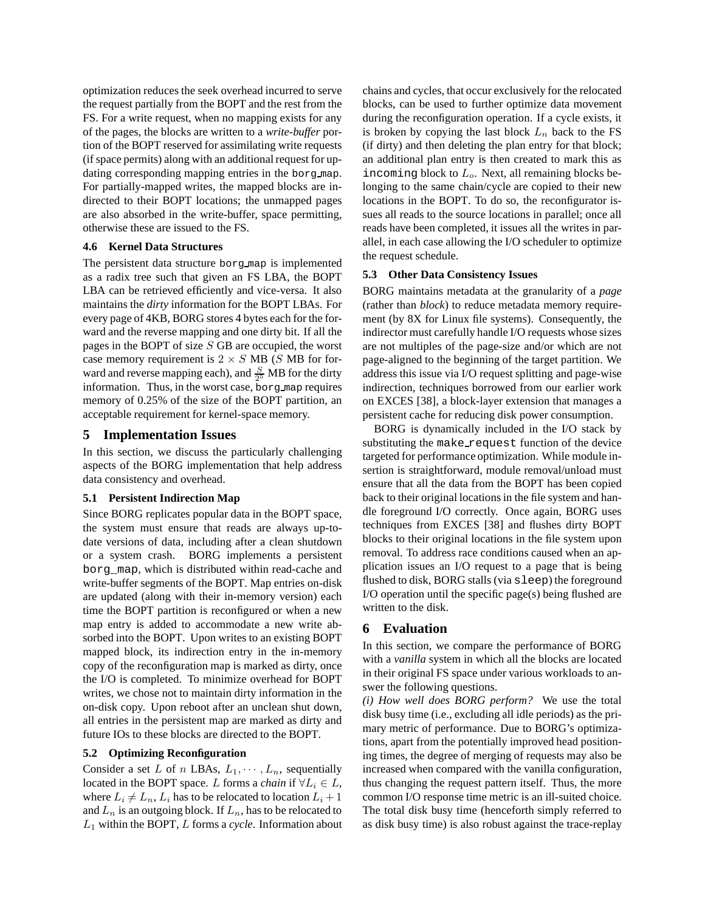optimization reduces the seek overhead incurred to serve the request partially from the BOPT and the rest from the FS. For a write request, when no mapping exists for any of the pages, the blocks are written to a *write-buffer* portion of the BOPT reserved for assimilating write requests (if space permits) along with an additional request for updating corresponding mapping entries in the borg_map. For partially-mapped writes, the mapped blocks are indirected to their BOPT locations; the unmapped pages are also absorbed in the write-buffer, space permitting, otherwise these are issued to the FS.

### 4.6 Kernel Data Structures

The persistent data structure borg_map is implemented as a radix tree such that given an FS LBA, the BOPT LBA can be retrieved efficiently and vice-versa. It also maintains the *dirty* information for the BOPT LBAs. For every page of 4KB, BORG stores 4 bytes each for the forward and the reverse mapping and one dirty bit. If all the pages in the BOPT of size $S$ GB are occupied, the worst case memory requirement is $2 \times S$ MB ($S$ MB for forward and reverse mapping each), and $\frac{S}{2^5}$ MB for the dirty information. Thus, in the worst case, borg_map requires memory of 0.25% of the size of the BOPT partition, an acceptable requirement for kernel-space memory.

## 5 Implementation Issues

In this section, we discuss the particularly challenging aspects of the BORG implementation that help address data consistency and overhead.

### 5.1 Persistent Indirection Map

Since BORG replicates popular data in the BOPT space, the system must ensure that reads are always up-to-date versions of data, including after a clean shutdown or a system crash. BORG implements a persistent `borg_map`, which is distributed within read-cache and write-buffer segments of the BOPT. Map entries on-disk are updated (along with their in-memory version) each time the BOPT partition is reconfigured or when a new map entry is added to accommodate a new write absorbed into the BOPT. Upon writes to an existing BOPT mapped block, its indirection entry in the in-memory copy of the reconfiguration map is marked as dirty, once the I/O is completed. To minimize overhead for BOPT writes, we chose not to maintain dirty information in the on-disk copy. Upon reboot after an unclean shut down, all entries in the persistent map are marked as dirty and future IOs to these blocks are directed to the BOPT.

### 5.2 Optimizing Reconfiguration

Consider a set $L$ of $n$ LBAs, $L_1, \cdots, L_n$, sequentially located in the BOPT space. $L$ forms a *chain* if $\forall L_i \in L$, where $L_i \neq L_n$, $L_i$ has to be relocated to location $L_i + 1$ and $L_n$ is an outgoing block. If $L_n$, has to be relocated to $L_1$ within the BOPT, $L$ forms a *cycle*. Information about chains and cycles, that occur exclusively for the relocated blocks, can be used to further optimize data movement during the reconfiguration operation. If a cycle exists, it is broken by copying the last block $L_n$ back to the FS (if dirty) and then deleting the plan entry for that block; an additional plan entry is then created to mark this as `incoming` block to $L_o$. Next, all remaining blocks belonging to the same chain/cycle are copied to their new locations in the BOPT. To do so, the reconfigurator issues all reads to the source locations in parallel; once all reads have been completed, it issues all the writes in parallel, in each case allowing the I/O scheduler to optimize the request schedule.

### 5.3 Other Data Consistency Issues

BORG maintains metadata at the granularity of a *page* (rather than *block*) to reduce metadata memory requirement (by 8X for Linux file systems). Consequently, the indirector must carefully handle I/O requests whose sizes are not multiples of the page-size and/or which are not page-aligned to the beginning of the target partition. We address this issue via I/O request splitting and page-wise indirection, techniques borrowed from our earlier work on EXCES [38], a block-layer extension that manages a persistent cache for reducing disk power consumption.

BORG is dynamically included in the I/O stack by substituting the make_request function of the device targeted for performance optimization. While module insertion is straightforward, module removal/unload must ensure that all the data from the BOPT has been copied back to their original locations in the file system and handle foreground I/O correctly. Once again, BORG uses techniques from EXCES [38] and flushes dirty BOPT blocks to their original locations in the file system upon removal. To address race conditions caused when an application issues an I/O request to a page that is being flushed to disk, BORG stalls (via `sleep`) the foreground I/O operation until the specific page(s) being flushed are written to the disk.

## 6 Evaluation

In this section, we compare the performance of BORG with a *vanilla* system in which all the blocks are located in their original FS space under various workloads to answer the following questions.

*(i) How well does BORG perform?* We use the total disk busy time (i.e., excluding all idle periods) as the primary metric of performance. Due to BORG's optimizations, apart from the potentially improved head positioning times, the degree of merging of requests may also be increased when compared with the vanilla configuration, thus changing the request pattern itself. Thus, the more common I/O response time metric is an ill-suited choice. The total disk busy time (henceforth simply referred to as disk busy time) is also robust against the trace-replay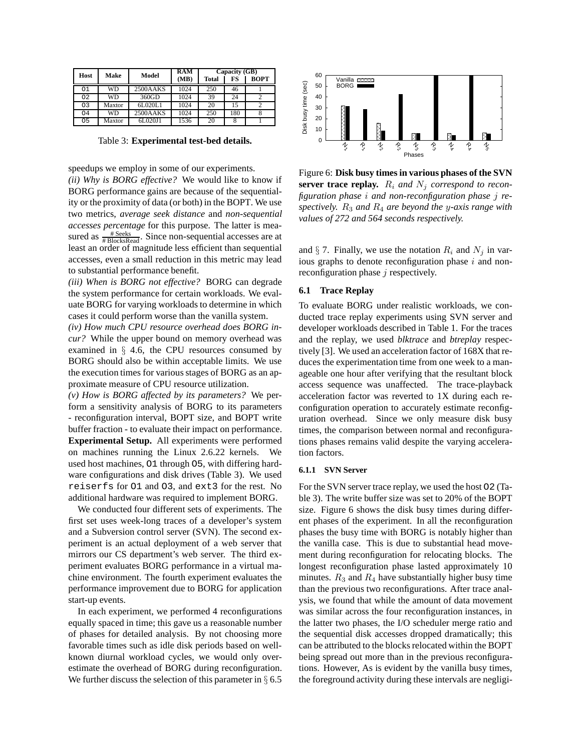| Host | Make | Model | RAM (MB) | Capacity (GB) | | |
|---|---|---|---|---|---|---|
| | | | | Total | FS | BOPT |
| O1 | WD | 2500AAKS | 1024 | 250 | 46 | 1 |
| O2 | WD | 360GD | 1024 | 39 | 24 | 2 |
| O3 | Maxtor | 6L020L1 | 1024 | 20 | 15 | 2 |
| O4 | WD | 2500AAKS | 1024 | 250 | 180 | 8 |
| O5 | Maxtor | 6L020J1 | 1536 | 20 | 8 | 1 |

Table 3: **Experimental test-bed details.**

speedups we employ in some of our experiments.

*(ii) Why is BORG effective?* We would like to know if BORG performance gains are because of the sequentiality or the proximity of data (or both) in the BOPT. We use two metrics, *average seek distance* and *non-sequential accesses percentage* for this purpose. The latter is measured as $\frac{\#\,\text{Seeks}}{\#\,\text{BlocksRead}}$. Since non-sequential accesses are at least an order of magnitude less efficient than sequential accesses, even a small reduction in this metric may lead to substantial performance benefit.

*(iii) When is BORG not effective?* BORG can degrade the system performance for certain workloads. We evaluate BORG for varying workloads to determine in which cases it could perform worse than the vanilla system.

*(iv) How much CPU resource overhead does BORG incur?* While the upper bound on memory overhead was examined in § 4.6, the CPU resources consumed by BORG should also be within acceptable limits. We use the execution times for various stages of BORG as an approximate measure of CPU resource utilization.

*(v) How is BORG affected by its parameters?* We perform a sensitivity analysis of BORG to its parameters - reconfiguration interval, BOPT size, and BOPT write buffer fraction - to evaluate their impact on performance.

**Experimental Setup.** All experiments were performed on machines running the Linux 2.6.22 kernels. We used host machines, O1 through O5, with differing hardware configurations and disk drives (Table 3). We used reiserfs for O1 and O3, and ext3 for the rest. No additional hardware was required to implement BORG.

We conducted four different sets of experiments. The first set uses week-long traces of a developer's system and a Subversion control server (SVN). The second experiment is an actual deployment of a web server that mirrors our CS department's web server. The third experiment evaluates BORG performance in a virtual machine environment. The fourth experiment evaluates the performance improvement due to BORG for application start-up events.

In each experiment, we performed 4 reconfigurations equally spaced in time; this gave us a reasonable number of phases for detailed analysis. By not choosing more favorable times such as idle disk periods based on well-known diurnal workload cycles, we would only overestimate the overhead of BORG during reconfiguration. We further discuss the selection of this parameter in § 6.5 and § 7. Finally, we use the notation $R_i$ and $N_j$ in various graphs to denote reconfiguration phase $i$ and non-reconfiguration phase $j$ respectively.

Figure 6: **Disk busy times in various phases of the SVN server trace replay.** *$R_i$ and $N_j$ correspond to reconfiguration phase $i$ and non-reconfiguration phase $j$ respectively. $R_3$ and $R_4$ are beyond the $y$-axis range with values of 272 and 564 seconds respectively.*

### 6.1 Trace Replay

To evaluate BORG under realistic workloads, we conducted trace replay experiments using SVN server and developer workloads described in Table 1. For the traces and the replay, we used *blktrace* and *btreplay* respectively [3]. We used an acceleration factor of 168X that reduces the experimentation time from one week to a manageable one hour after verifying that the resultant block access sequence was unaffected. The trace-playback acceleration factor was reverted to 1X during each reconfiguration operation to accurately estimate reconfiguration overhead. Since we only measure disk busy times, the comparison between normal and reconfigurations phases remains valid despite the varying acceleration factors.

#### 6.1.1 SVN Server

For the SVN server trace replay, we used the host O2 (Table 3). The write buffer size was set to 20% of the BOPT size. Figure 6 shows the disk busy times during different phases of the experiment. In all the reconfiguration phases the busy time with BORG is notably higher than the vanilla case. This is due to substantial head movement during reconfiguration for relocating blocks. The longest reconfiguration phase lasted approximately 10 minutes. $R_3$ and $R_4$ have substantially higher busy time than the previous two reconfigurations. After trace analysis, we found that while the amount of data movement was similar across the four reconfiguration instances, in the latter two phases, the I/O scheduler merge ratio and the sequential disk accesses dropped dramatically; this can be attributed to the blocks relocated within the BOPT being spread out more than in the previous reconfigurations. However, As is evident by the vanilla busy times, the foreground activity during these intervals are negligi-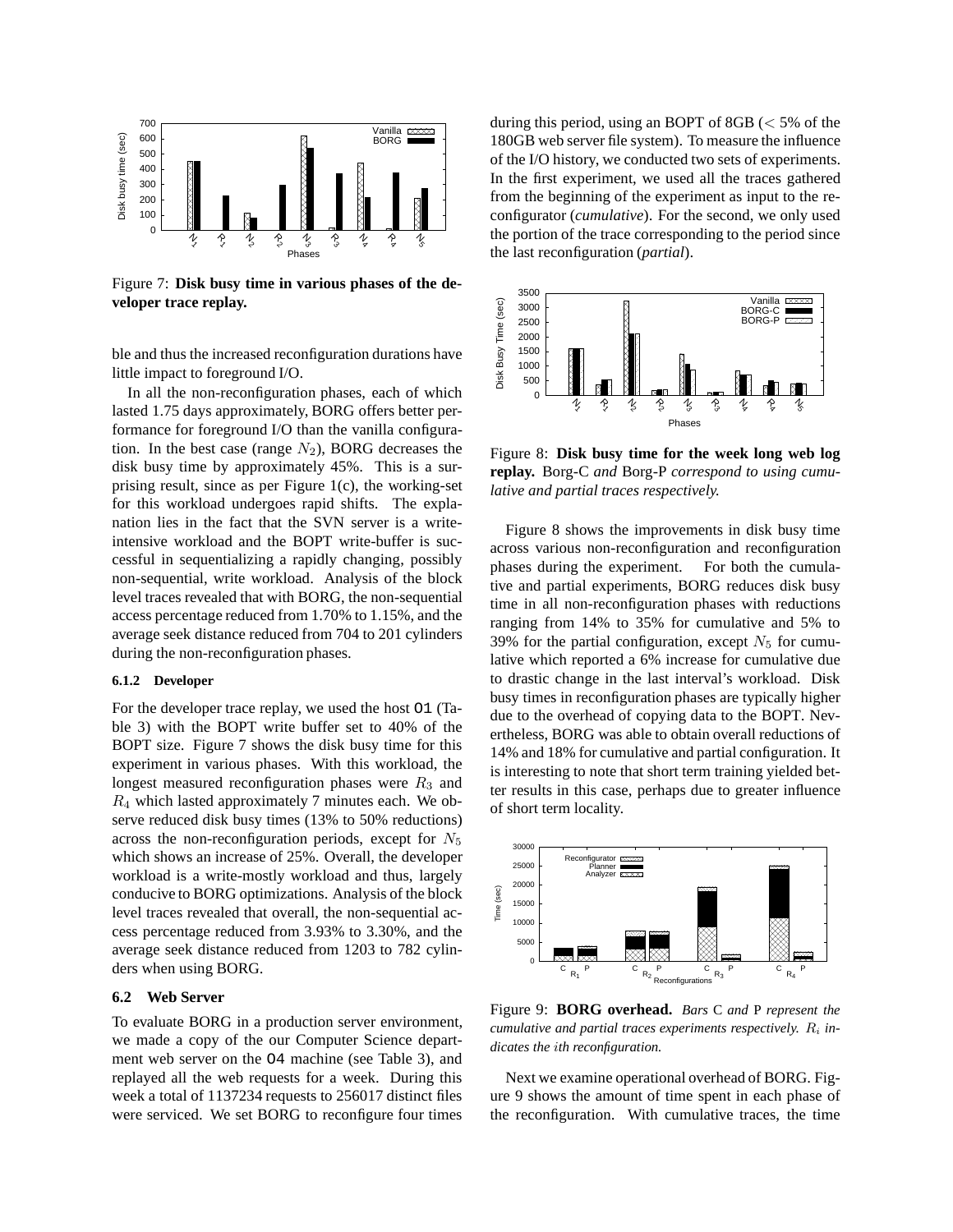Figure 7: **Disk busy time in various phases of the developer trace replay.**

ble and thus the increased reconfiguration durations have little impact to foreground I/O.

In all the non-reconfiguration phases, each of which lasted 1.75 days approximately, BORG offers better performance for foreground I/O than the vanilla configuration. In the best case (range $N_2$), BORG decreases the disk busy time by approximately 45%. This is a surprising result, since as per Figure 1(c), the working-set for this workload undergoes rapid shifts. The explanation lies in the fact that the SVN server is a write-intensive workload and the BOPT write-buffer is successful in sequentializing a rapidly changing, possibly non-sequential, write workload. Analysis of the block level traces revealed that with BORG, the non-sequential access percentage reduced from 1.70% to 1.15%, and the average seek distance reduced from 704 to 201 cylinders during the non-reconfiguration phases.

#### 6.1.2 Developer

For the developer trace replay, we used the host O1 (Table 3) with the BOPT write buffer set to 40% of the BOPT size. Figure 7 shows the disk busy time for this experiment in various phases. With this workload, the longest measured reconfiguration phases were $R_3$ and $R_4$ which lasted approximately 7 minutes each. We observe reduced disk busy times (13% to 50% reductions) across the non-reconfiguration periods, except for $N_5$ which shows an increase of 25%. Overall, the developer workload is a write-mostly workload and thus, largely conducive to BORG optimizations. Analysis of the block level traces revealed that overall, the non-sequential access percentage reduced from 3.93% to 3.30%, and the average seek distance reduced from 1203 to 782 cylinders when using BORG.

### 6.2 Web Server

To evaluate BORG in a production server environment, we made a copy of the our Computer Science department web server on the O4 machine (see Table 3), and replayed all the web requests for a week. During this week a total of 1137234 requests to 256017 distinct files were serviced. We set BORG to reconfigure four times during this period, using an BOPT of 8GB ($<$ 5% of the 180GB web server file system). To measure the influence of the I/O history, we conducted two sets of experiments. In the first experiment, we used all the traces gathered from the beginning of the experiment as input to the reconfigurator (*cumulative*). For the second, we only used the portion of the trace corresponding to the period since the last reconfiguration (*partial*).

Figure 8: **Disk busy time for the week long web log replay.** *Borg-C and Borg-P correspond to using cumulative and partial traces respectively.*

Figure 8 shows the improvements in disk busy time across various non-reconfiguration and reconfiguration phases during the experiment. For both the cumulative and partial experiments, BORG reduces disk busy time in all non-reconfiguration phases with reductions ranging from 14% to 35% for cumulative and 5% to 39% for the partial configuration, except $N_5$ for cumulative which reported a 6% increase for cumulative due to drastic change in the last interval's workload. Disk busy times in reconfiguration phases are typically higher due to the overhead of copying data to the BOPT. Nevertheless, BORG was able to obtain overall reductions of 14% and 18% for cumulative and partial configuration. It is interesting to note that short term training yielded better results in this case, perhaps due to greater influence of short term locality.

Figure 9: **BORG overhead.** *Bars* C *and* P *represent the cumulative and partial traces experiments respectively.* $R_i$ *indicates the* $i$*th reconfiguration.*

Next we examine operational overhead of BORG. Figure 9 shows the amount of time spent in each phase of the reconfiguration. With cumulative traces, the time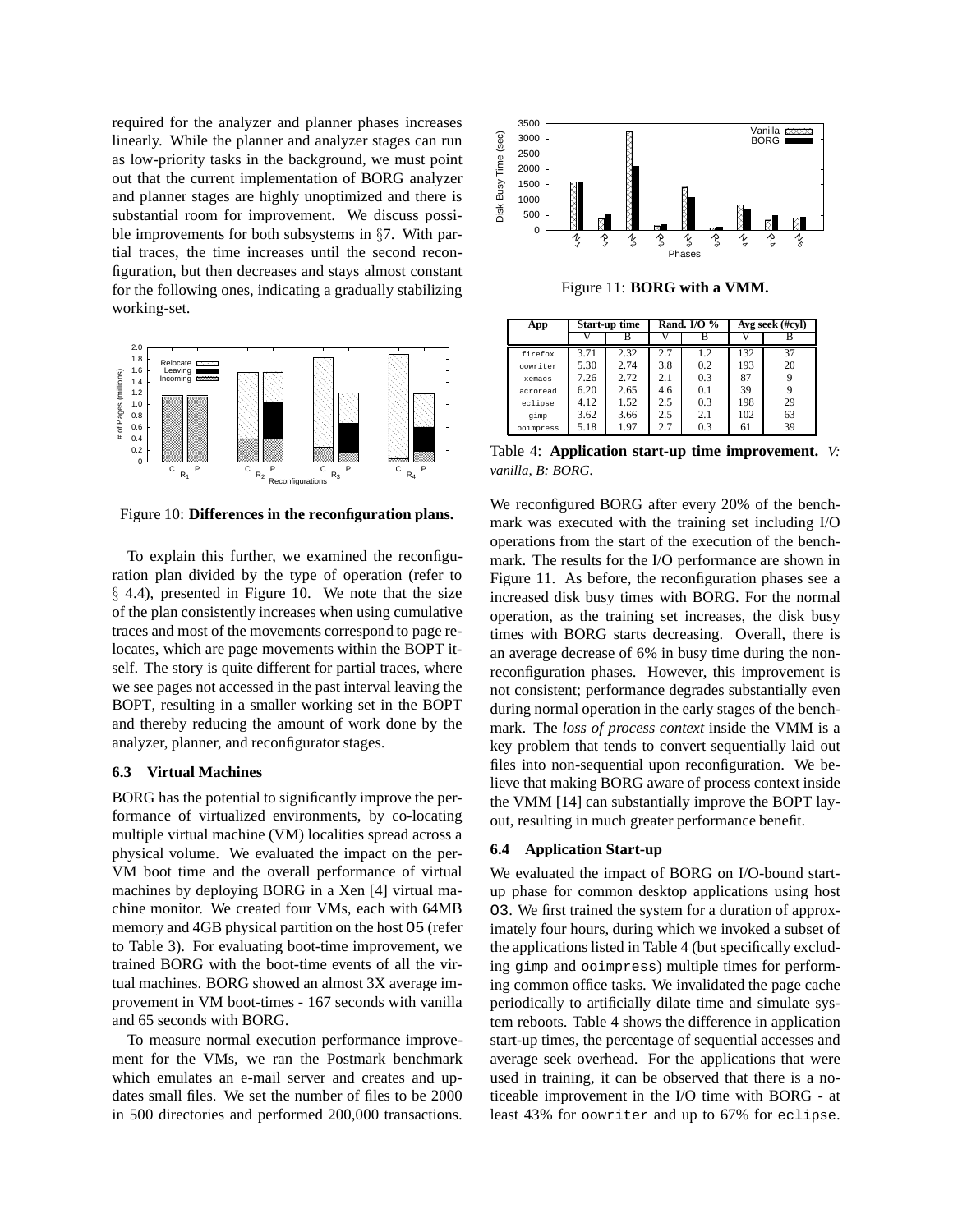required for the analyzer and planner phases increases linearly. While the planner and analyzer stages can run as low-priority tasks in the background, we must point out that the current implementation of BORG analyzer and planner stages are highly unoptimized and there is substantial room for improvement. We discuss possible improvements for both subsystems in §7. With partial traces, the time increases until the second reconfiguration, but then decreases and stays almost constant for the following ones, indicating a gradually stabilizing working-set.

Figure 10: **Differences in the reconfiguration plans.**

To explain this further, we examined the reconfiguration plan divided by the type of operation (refer to § 4.4), presented in Figure 10. We note that the size of the plan consistently increases when using cumulative traces and most of the movements correspond to page relocates, which are page movements within the BOPT itself. The story is quite different for partial traces, where we see pages not accessed in the past interval leaving the BOPT, resulting in a smaller working set in the BOPT and thereby reducing the amount of work done by the analyzer, planner, and reconfigurator stages.

### 6.3 Virtual Machines

BORG has the potential to significantly improve the performance of virtualized environments, by co-locating multiple virtual machine (VM) localities spread across a physical volume. We evaluated the impact on the per-VM boot time and the overall performance of virtual machines by deploying BORG in a Xen [4] virtual machine monitor. We created four VMs, each with 64MB memory and 4GB physical partition on the host O5 (refer to Table 3). For evaluating boot-time improvement, we trained BORG with the boot-time events of all the virtual machines. BORG showed an almost 3X average improvement in VM boot-times - 167 seconds with vanilla and 65 seconds with BORG.

To measure normal execution performance improvement for the VMs, we ran the Postmark benchmark which emulates an e-mail server and creates and updates small files. We set the number of files to be 2000 in 500 directories and performed 200,000 transactions.

Figure 11: **BORG with a VMM.**

| App | Start-up time | | Rand. I/O % | | Avg seek (#cyl) | |
|---|---|---|---|---|---|---|
| | V | B | V | B | V | B |
| firefox | 3.71 | 2.32 | 2.7 | 1.2 | 132 | 37 |
| oowriter | 5.30 | 2.74 | 3.8 | 0.2 | 193 | 20 |
| xemacs | 7.26 | 2.72 | 2.1 | 0.3 | 87 | 9 |
| acroread | 6.20 | 2.65 | 4.6 | 0.1 | 39 | 9 |
| eclipse | 4.12 | 1.52 | 2.5 | 0.3 | 198 | 29 |
| gimp | 3.62 | 3.66 | 2.5 | 2.1 | 102 | 63 |
| ooimpress | 5.18 | 1.97 | 2.7 | 0.3 | 61 | 39 |

Table 4: **Application start-up time improvement.** *V: vanilla, B: BORG.*

We reconfigured BORG after every 20% of the benchmark was executed with the training set including I/O operations from the start of the execution of the benchmark. The results for the I/O performance are shown in Figure 11. As before, the reconfiguration phases see a increased disk busy times with BORG. For the normal operation, as the training set increases, the disk busy times with BORG starts decreasing. Overall, there is an average decrease of 6% in busy time during the non-reconfiguration phases. However, this improvement is not consistent; performance degrades substantially even during normal operation in the early stages of the benchmark. The *loss of process context* inside the VMM is a key problem that tends to convert sequentially laid out files into non-sequential upon reconfiguration. We believe that making BORG aware of process context inside the VMM [14] can substantially improve the BOPT layout, resulting in much greater performance benefit.

### 6.4 Application Start-up

We evaluated the impact of BORG on I/O-bound start-up phase for common desktop applications using host O3. We first trained the system for a duration of approximately four hours, during which we invoked a subset of the applications listed in Table 4 (but specifically excluding gimp and ooimpress) multiple times for performing common office tasks. We invalidated the page cache periodically to artificially dilate time and simulate system reboots. Table 4 shows the difference in application start-up times, the percentage of sequential accesses and average seek overhead. For the applications that were used in training, it can be observed that there is a noticeable improvement in the I/O time with BORG - at least 43% for oowriter and up to 67% for eclipse.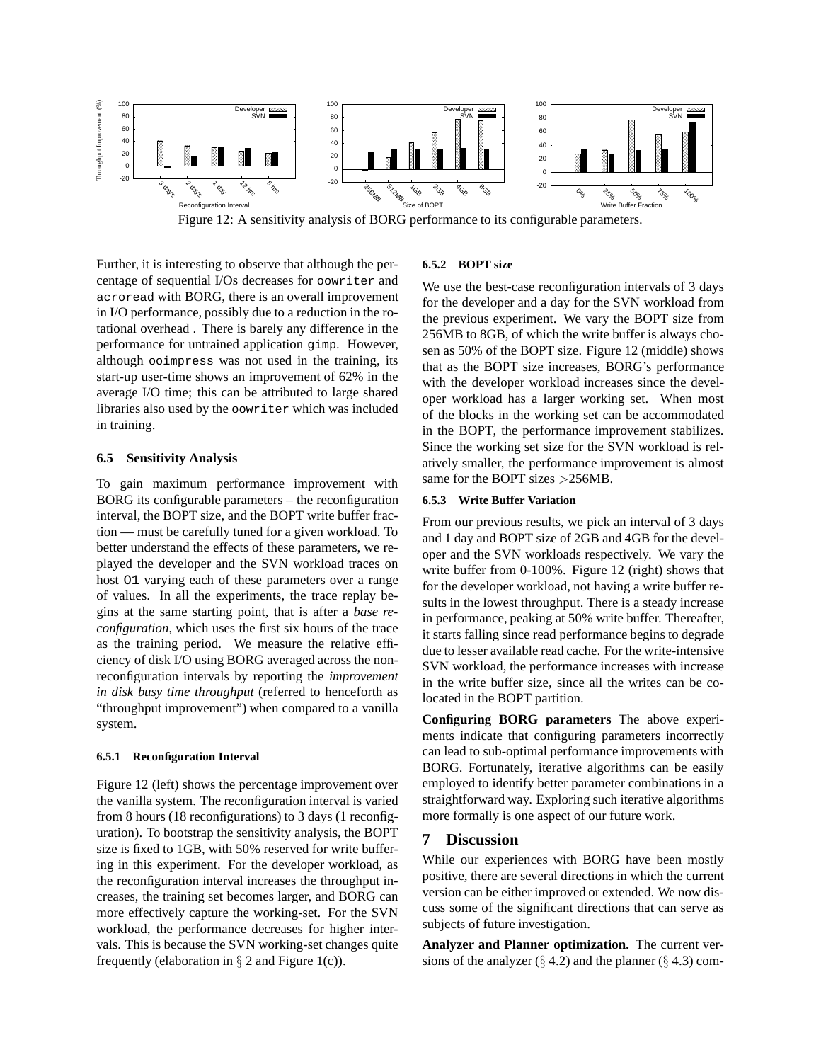Figure 12: A sensitivity analysis of BORG performance to its configurable parameters.

Further, it is interesting to observe that although the percentage of sequential I/Os decreases for `oowriter` and `acroread` with BORG, there is an overall improvement in I/O performance, possibly due to a reduction in the rotational overhead . There is barely any difference in the performance for untrained application `gimp`. However, although `ooimpress` was not used in the training, its start-up user-time shows an improvement of 62% in the average I/O time; this can be attributed to large shared libraries also used by the `oowriter` which was included in training.

### 6.5 Sensitivity Analysis

To gain maximum performance improvement with BORG its configurable parameters – the reconfiguration interval, the BOPT size, and the BOPT write buffer fraction — must be carefully tuned for a given workload. To better understand the effects of these parameters, we replayed the developer and the SVN workload traces on host `O1` varying each of these parameters over a range of values. In all the experiments, the trace replay begins at the same starting point, that is after a *base reconfiguration*, which uses the first six hours of the trace as the training period. We measure the relative efficiency of disk I/O using BORG averaged across the non-reconfiguration intervals by reporting the *improvement in disk busy time throughput* (referred to henceforth as "throughput improvement") when compared to a vanilla system.

#### 6.5.1 Reconfiguration Interval

Figure 12 (left) shows the percentage improvement over the vanilla system. The reconfiguration interval is varied from 8 hours (18 reconfigurations) to 3 days (1 reconfiguration). To bootstrap the sensitivity analysis, the BOPT size is fixed to 1GB, with 50% reserved for write buffering in this experiment. For the developer workload, as the reconfiguration interval increases the throughput increases, the training set becomes larger, and BORG can more effectively capture the working-set. For the SVN workload, the performance decreases for higher intervals. This is because the SVN working-set changes quite frequently (elaboration in § 2 and Figure 1(c)).

#### 6.5.2 BOPT size

We use the best-case reconfiguration intervals of 3 days for the developer and a day for the SVN workload from the previous experiment. We vary the BOPT size from 256MB to 8GB, of which the write buffer is always chosen as 50% of the BOPT size. Figure 12 (middle) shows that as the BOPT size increases, BORG's performance with the developer workload increases since the developer workload has a larger working set. When most of the blocks in the working set can be accommodated in the BOPT, the performance improvement stabilizes. Since the working set size for the SVN workload is relatively smaller, the performance improvement is almost same for the BOPT sizes $>$256MB.

#### 6.5.3 Write Buffer Variation

From our previous results, we pick an interval of 3 days and 1 day and BOPT size of 2GB and 4GB for the developer and the SVN workloads respectively. We vary the write buffer from 0-100%. Figure 12 (right) shows that for the developer workload, not having a write buffer results in the lowest throughput. There is a steady increase in performance, peaking at 50% write buffer. Thereafter, it starts falling since read performance begins to degrade due to lesser available read cache. For the write-intensive SVN workload, the performance increases with increase in the write buffer size, since all the writes can be co-located in the BOPT partition.

**Configuring BORG parameters** The above experiments indicate that configuring parameters incorrectly can lead to sub-optimal performance improvements with BORG. Fortunately, iterative algorithms can be easily employed to identify better parameter combinations in a straightforward way. Exploring such iterative algorithms more formally is one aspect of our future work.

## 7 Discussion

While our experiences with BORG have been mostly positive, there are several directions in which the current version can be either improved or extended. We now discuss some of the significant directions that can serve as subjects of future investigation.

**Analyzer and Planner optimization.** The current versions of the analyzer (§ 4.2) and the planner (§ 4.3) com-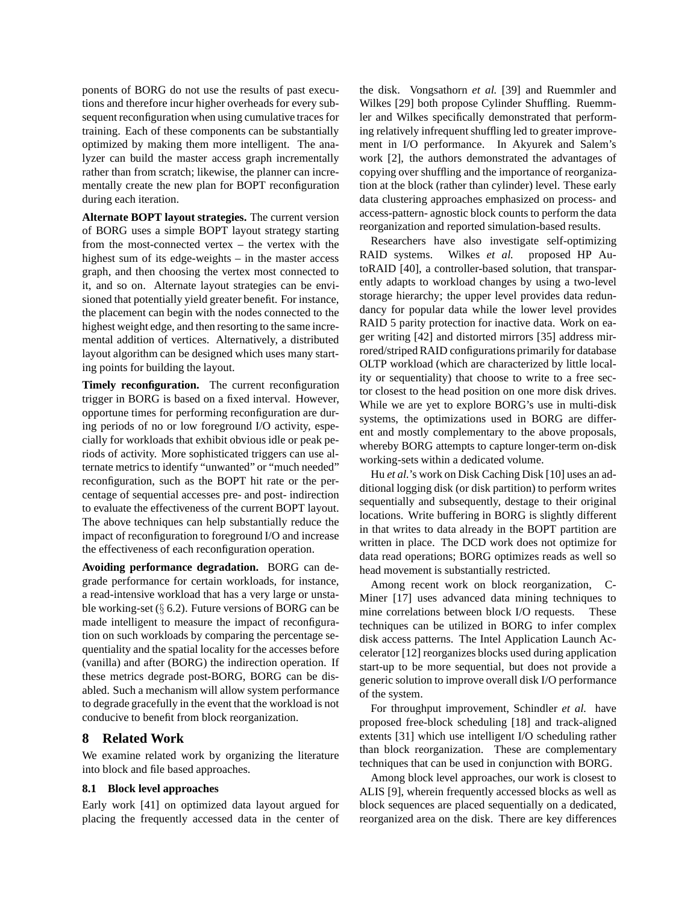ponents of BORG do not use the results of past executions and therefore incur higher overheads for every subsequent reconfiguration when using cumulative traces for training. Each of these components can be substantially optimized by making them more intelligent. The analyzer can build the master access graph incrementally rather than from scratch; likewise, the planner can incrementally create the new plan for BOPT reconfiguration during each iteration.

**Alternate BOPT layout strategies.** The current version of BORG uses a simple BOPT layout strategy starting from the most-connected vertex – the vertex with the highest sum of its edge-weights – in the master access graph, and then choosing the vertex most connected to it, and so on. Alternate layout strategies can be envisioned that potentially yield greater benefit. For instance, the placement can begin with the nodes connected to the highest weight edge, and then resorting to the same incremental addition of vertices. Alternatively, a distributed layout algorithm can be designed which uses many starting points for building the layout.

**Timely reconfiguration.** The current reconfiguration trigger in BORG is based on a fixed interval. However, opportune times for performing reconfiguration are during periods of no or low foreground I/O activity, especially for workloads that exhibit obvious idle or peak periods of activity. More sophisticated triggers can use alternate metrics to identify "unwanted" or "much needed" reconfiguration, such as the BOPT hit rate or the percentage of sequential accesses pre- and post- indirection to evaluate the effectiveness of the current BOPT layout. The above techniques can help substantially reduce the impact of reconfiguration to foreground I/O and increase the effectiveness of each reconfiguration operation.

**Avoiding performance degradation.** BORG can degrade performance for certain workloads, for instance, a read-intensive workload that has a very large or unstable working-set (§ 6.2). Future versions of BORG can be made intelligent to measure the impact of reconfiguration on such workloads by comparing the percentage sequentiality and the spatial locality for the accesses before (vanilla) and after (BORG) the indirection operation. If these metrics degrade post-BORG, BORG can be disabled. Such a mechanism will allow system performance to degrade gracefully in the event that the workload is not conducive to benefit from block reorganization.

## 8 Related Work

We examine related work by organizing the literature into block and file based approaches.

### 8.1 Block level approaches

Early work [41] on optimized data layout argued for placing the frequently accessed data in the center of the disk. Vongsathorn *et al.* [39] and Ruemmler and Wilkes [29] both propose Cylinder Shuffling. Ruemmler and Wilkes specifically demonstrated that performing relatively infrequent shuffling led to greater improvement in I/O performance. In Akyurek and Salem's work [2], the authors demonstrated the advantages of copying over shuffling and the importance of reorganization at the block (rather than cylinder) level. These early data clustering approaches emphasized on process- and access-pattern- agnostic block counts to perform the data reorganization and reported simulation-based results.

Researchers have also investigate self-optimizing RAID systems. Wilkes *et al.* proposed HP AutoRAID [40], a controller-based solution, that transparently adapts to workload changes by using a two-level storage hierarchy; the upper level provides data redundancy for popular data while the lower level provides RAID 5 parity protection for inactive data. Work on eager writing [42] and distorted mirrors [35] address mirrored/striped RAID configurations primarily for database OLTP workload (which are characterized by little locality or sequentiality) that choose to write to a free sector closest to the head position on one more disk drives. While we are yet to explore BORG's use in multi-disk systems, the optimizations used in BORG are different and mostly complementary to the above proposals, whereby BORG attempts to capture longer-term on-disk working-sets within a dedicated volume.

Hu *et al.*'s work on Disk Caching Disk [10] uses an additional logging disk (or disk partition) to perform writes sequentially and subsequently, destage to their original locations. Write buffering in BORG is slightly different in that writes to data already in the BOPT partition are written in place. The DCD work does not optimize for data read operations; BORG optimizes reads as well so head movement is substantially restricted.

Among recent work on block reorganization, C-Miner [17] uses advanced data mining techniques to mine correlations between block I/O requests. These techniques can be utilized in BORG to infer complex disk access patterns. The Intel Application Launch Accelerator [12] reorganizes blocks used during application start-up to be more sequential, but does not provide a generic solution to improve overall disk I/O performance of the system.

For throughput improvement, Schindler *et al.* have proposed free-block scheduling [18] and track-aligned extents [31] which use intelligent I/O scheduling rather than block reorganization. These are complementary techniques that can be used in conjunction with BORG.

Among block level approaches, our work is closest to ALIS [9], wherein frequently accessed blocks as well as block sequences are placed sequentially on a dedicated, reorganized area on the disk. There are key differences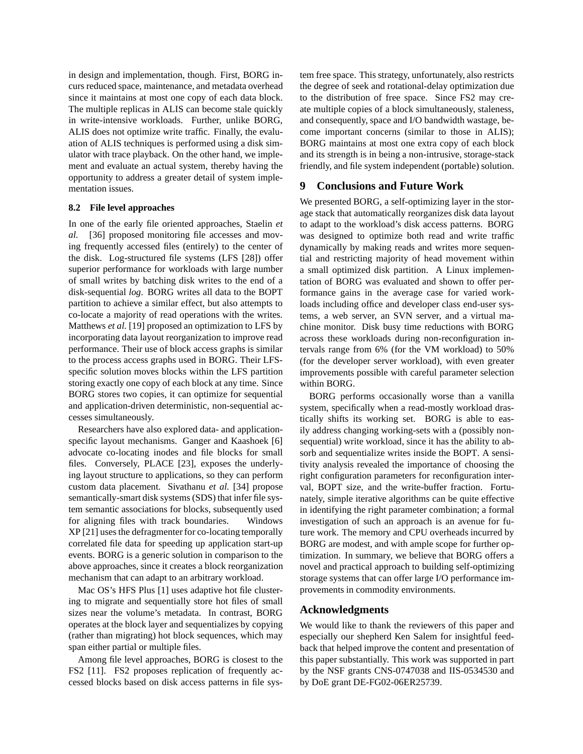in design and implementation, though. First, BORG incurs reduced space, maintenance, and metadata overhead since it maintains at most one copy of each data block. The multiple replicas in ALIS can become stale quickly in write-intensive workloads. Further, unlike BORG, ALIS does not optimize write traffic. Finally, the evaluation of ALIS techniques is performed using a disk simulator with trace playback. On the other hand, we implement and evaluate an actual system, thereby having the opportunity to address a greater detail of system implementation issues.

### 8.2 File level approaches

In one of the early file oriented approaches, Staelin *et al.* [36] proposed monitoring file accesses and moving frequently accessed files (entirely) to the center of the disk. Log-structured file systems (LFS [28]) offer superior performance for workloads with large number of small writes by batching disk writes to the end of a disk-sequential *log*. BORG writes all data to the BOPT partition to achieve a similar effect, but also attempts to co-locate a majority of read operations with the writes. Matthews *et al.* [19] proposed an optimization to LFS by incorporating data layout reorganization to improve read performance. Their use of block access graphs is similar to the process access graphs used in BORG. Their LFS-specific solution moves blocks within the LFS partition storing exactly one copy of each block at any time. Since BORG stores two copies, it can optimize for sequential and application-driven deterministic, non-sequential accesses simultaneously.

Researchers have also explored data- and application-specific layout mechanisms. Ganger and Kaashoek [6] advocate co-locating inodes and file blocks for small files. Conversely, PLACE [23], exposes the underlying layout structure to applications, so they can perform custom data placement. Sivathanu *et al.* [34] propose semantically-smart disk systems (SDS) that infer file system semantic associations for blocks, subsequently used for aligning files with track boundaries. Windows XP [21] uses the defragmenter for co-locating temporally correlated file data for speeding up application start-up events. BORG is a generic solution in comparison to the above approaches, since it creates a block reorganization mechanism that can adapt to an arbitrary workload.

Mac OS's HFS Plus [1] uses adaptive hot file clustering to migrate and sequentially store hot files of small sizes near the volume's metadata. In contrast, BORG operates at the block layer and sequentializes by copying (rather than migrating) hot block sequences, which may span either partial or multiple files.

Among file level approaches, BORG is closest to the FS2 [11]. FS2 proposes replication of frequently accessed blocks based on disk access patterns in file system free space. This strategy, unfortunately, also restricts the degree of seek and rotational-delay optimization due to the distribution of free space. Since FS2 may create multiple copies of a block simultaneously, staleness, and consequently, space and I/O bandwidth wastage, become important concerns (similar to those in ALIS); BORG maintains at most one extra copy of each block and its strength is in being a non-intrusive, storage-stack friendly, and file system independent (portable) solution.

## 9 Conclusions and Future Work

We presented BORG, a self-optimizing layer in the storage stack that automatically reorganizes disk data layout to adapt to the workload's disk access patterns. BORG was designed to optimize both read and write traffic dynamically by making reads and writes more sequential and restricting majority of head movement within a small optimized disk partition. A Linux implementation of BORG was evaluated and shown to offer performance gains in the average case for varied workloads including office and developer class end-user systems, a web server, an SVN server, and a virtual machine monitor. Disk busy time reductions with BORG across these workloads during non-reconfiguration intervals range from 6% (for the VM workload) to 50% (for the developer server workload), with even greater improvements possible with careful parameter selection within BORG.

BORG performs occasionally worse than a vanilla system, specifically when a read-mostly workload drastically shifts its working set. BORG is able to easily address changing working-sets with a (possibly non-sequential) write workload, since it has the ability to absorb and sequentialize writes inside the BOPT. A sensitivity analysis revealed the importance of choosing the right configuration parameters for reconfiguration interval, BOPT size, and the write-buffer fraction. Fortunately, simple iterative algorithms can be quite effective in identifying the right parameter combination; a formal investigation of such an approach is an avenue for future work. The memory and CPU overheads incurred by BORG are modest, and with ample scope for further optimization. In summary, we believe that BORG offers a novel and practical approach to building self-optimizing storage systems that can offer large I/O performance improvements in commodity environments.

## Acknowledgments

We would like to thank the reviewers of this paper and especially our shepherd Ken Salem for insightful feedback that helped improve the content and presentation of this paper substantially. This work was supported in part by the NSF grants CNS-0747038 and IIS-0534530 and by DoE grant DE-FG02-06ER25739.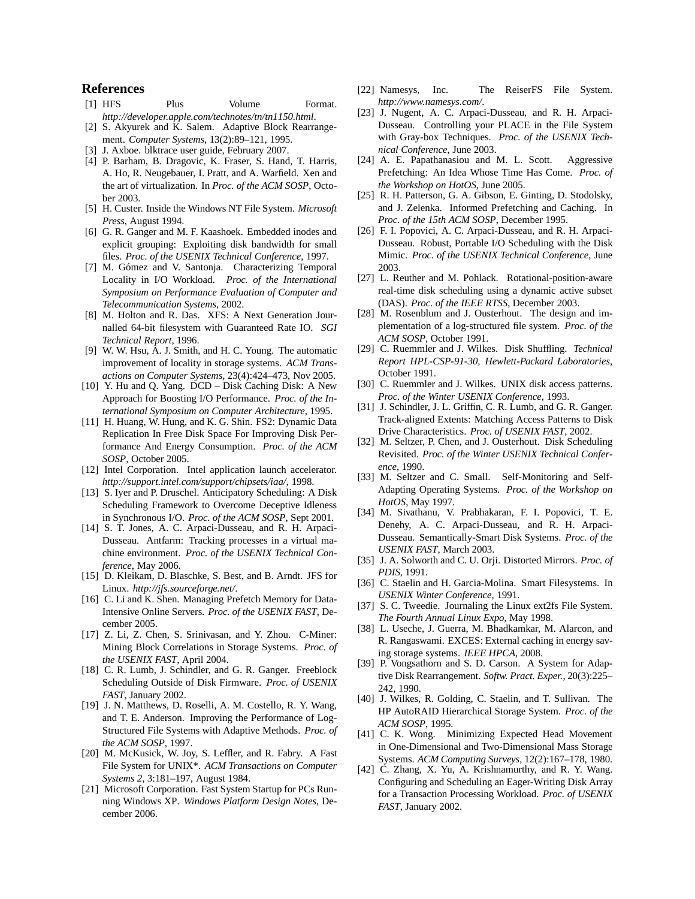## References

[1] HFS Plus Volume Format. *http://developer.apple.com/technotes/tn/tn1150.html*.

[2] S. Akyurek and K. Salem. Adaptive Block Rearrangement. *Computer Systems*, 13(2):89–121, 1995.

[3] J. Axboe. blktrace user guide, February 2007.

[4] P. Barham, B. Dragovic, K. Fraser, S. Hand, T. Harris, A. Ho, R. Neugebauer, I. Pratt, and A. Warfield. Xen and the art of virtualization. In *Proc. of the ACM SOSP*, October 2003.

[5] H. Custer. Inside the Windows NT File System. *Microsoft Press*, August 1994.

[6] G. R. Ganger and M. F. Kaashoek. Embedded inodes and explicit grouping: Exploiting disk bandwidth for small files. *Proc. of the USENIX Technical Conference*, 1997.

[7] M. Gómez and V. Santonja. Characterizing Temporal Locality in I/O Workload. *Proc. of the International Symposium on Performance Evaluation of Computer and Telecommunication Systems*, 2002.

[8] M. Holton and R. Das. XFS: A Next Generation Journalled 64-bit filesystem with Guaranteed Rate IO. *SGI Technical Report*, 1996.

[9] W. W. Hsu, A. J. Smith, and H. C. Young. The automatic improvement of locality in storage systems. *ACM Transactions on Computer Systems*, 23(4):424–473, Nov 2005.

[10] Y. Hu and Q. Yang. DCD – Disk Caching Disk: A New Approach for Boosting I/O Performance. *Proc. of the International Symposium on Computer Architecture*, 1995.

[11] H. Huang, W. Hung, and K. G. Shin. FS2: Dynamic Data Replication In Free Disk Space For Improving Disk Performance And Energy Consumption. *Proc. of the ACM SOSP*, October 2005.

[12] Intel Corporation. Intel application launch accelerator. *http://support.intel.com/support/chipsets/iaa/*, 1998.

[13] S. Iyer and P. Druschel. Anticipatory Scheduling: A Disk Scheduling Framework to Overcome Deceptive Idleness in Synchronous I/O. *Proc. of the ACM SOSP*, Sept 2001.

[14] S. T. Jones, A. C. Arpaci-Dusseau, and R. H. Arpaci-Dusseau. Antfarm: Tracking processes in a virtual machine environment. *Proc. of the USENIX Technical Conference*, May 2006.

[15] D. Kleikam, D. Blaschke, S. Best, and B. Arndt. JFS for Linux. *http://jfs.sourceforge.net/*.

[16] C. Li and K. Shen. Managing Prefetch Memory for Data-Intensive Online Servers. *Proc. of the USENIX FAST*, December 2005.

[17] Z. Li, Z. Chen, S. Srinivasan, and Y. Zhou. C-Miner: Mining Block Correlations in Storage Systems. *Proc. of the USENIX FAST*, April 2004.

[18] C. R. Lumb, J. Schindler, and G. R. Ganger. Freeblock Scheduling Outside of Disk Firmware. *Proc. of USENIX FAST*, January 2002.

[19] J. N. Matthews, D. Roselli, A. M. Costello, R. Y. Wang, and T. E. Anderson. Improving the Performance of Log-Structured File Systems with Adaptive Methods. *Proc. of the ACM SOSP*, 1997.

[20] M. McKusick, W. Joy, S. Leffler, and R. Fabry. A Fast File System for UNIX*. *ACM Transactions on Computer Systems 2*, 3:181–197, August 1984.

[21] Microsoft Corporation. Fast System Startup for PCs Running Windows XP. *Windows Platform Design Notes*, December 2006.

[22] Namesys, Inc. The ReiserFS File System. *http://www.namesys.com/*.

[23] J. Nugent, A. C. Arpaci-Dusseau, and R. H. Arpaci-Dusseau. Controlling your PLACE in the File System with Gray-box Techniques. *Proc. of the USENIX Technical Conference*, June 2003.

[24] A. E. Papathanasiou and M. L. Scott. Aggressive Prefetching: An Idea Whose Time Has Come. *Proc. of the Workshop on HotOS*, June 2005.

[25] R. H. Patterson, G. A. Gibson, E. Ginting, D. Stodolsky, and J. Zelenka. Informed Prefetching and Caching. In *Proc. of the 15th ACM SOSP*, December 1995.

[26] F. I. Popovici, A. C. Arpaci-Dusseau, and R. H. Arpaci-Dusseau. Robust, Portable I/O Scheduling with the Disk Mimic. *Proc. of the USENIX Technical Conference*, June 2003.

[27] L. Reuther and M. Pohlack. Rotational-position-aware real-time disk scheduling using a dynamic active subset (DAS). *Proc. of the IEEE RTSS*, December 2003.

[28] M. Rosenblum and J. Ousterhout. The design and implementation of a log-structured file system. *Proc. of the ACM SOSP*, October 1991.

[29] C. Ruemmler and J. Wilkes. Disk Shuffling. *Technical Report HPL-CSP-91-30, Hewlett-Packard Laboratories*, October 1991.

[30] C. Ruemmler and J. Wilkes. UNIX disk access patterns. *Proc. of the Winter USENIX Conference*, 1993.

[31] J. Schindler, J. L. Griffin, C. R. Lumb, and G. R. Ganger. Track-aligned Extents: Matching Access Patterns to Disk Drive Characteristics. *Proc. of USENIX FAST*, 2002.

[32] M. Seltzer, P. Chen, and J. Ousterhout. Disk Scheduling Revisited. *Proc. of the Winter USENIX Technical Conference*, 1990.

[33] M. Seltzer and C. Small. Self-Monitoring and Self-Adapting Operating Systems. *Proc. of the Workshop on HotOS*, May 1997.

[34] M. Sivathanu, V. Prabhakaran, F. I. Popovici, T. E. Denehy, A. C. Arpaci-Dusseau, and R. H. Arpaci-Dusseau. Semantically-Smart Disk Systems. *Proc. of the USENIX FAST*, March 2003.

[35] J. A. Solworth and C. U. Orji. Distorted Mirrors. *Proc. of PDIS*, 1991.

[36] C. Staelin and H. Garcia-Molina. Smart Filesystems. In *USENIX Winter Conference*, 1991.

[37] S. C. Tweedie. Journaling the Linux ext2fs File System. *The Fourth Annual Linux Expo*, May 1998.

[38] L. Useche, J. Guerra, M. Bhadkamkar, M. Alarcon, and R. Rangaswami. EXCES: External caching in energy saving storage systems. *IEEE HPCA*, 2008.

[39] P. Vongsathorn and S. D. Carson. A System for Adaptive Disk Rearrangement. *Softw. Pract. Exper.*, 20(3):225–242, 1990.

[40] J. Wilkes, R. Golding, C. Staelin, and T. Sullivan. The HP AutoRAID Hierarchical Storage System. *Proc. of the ACM SOSP*, 1995.

[41] C. K. Wong. Minimizing Expected Head Movement in One-Dimensional and Two-Dimensional Mass Storage Systems. *ACM Computing Surveys*, 12(2):167–178, 1980.

[42] C. Zhang, X. Yu, A. Krishnamurthy, and R. Y. Wang. Configuring and Scheduling an Eager-Writing Disk Array for a Transaction Processing Workload. *Proc. of USENIX FAST*, January 2002.